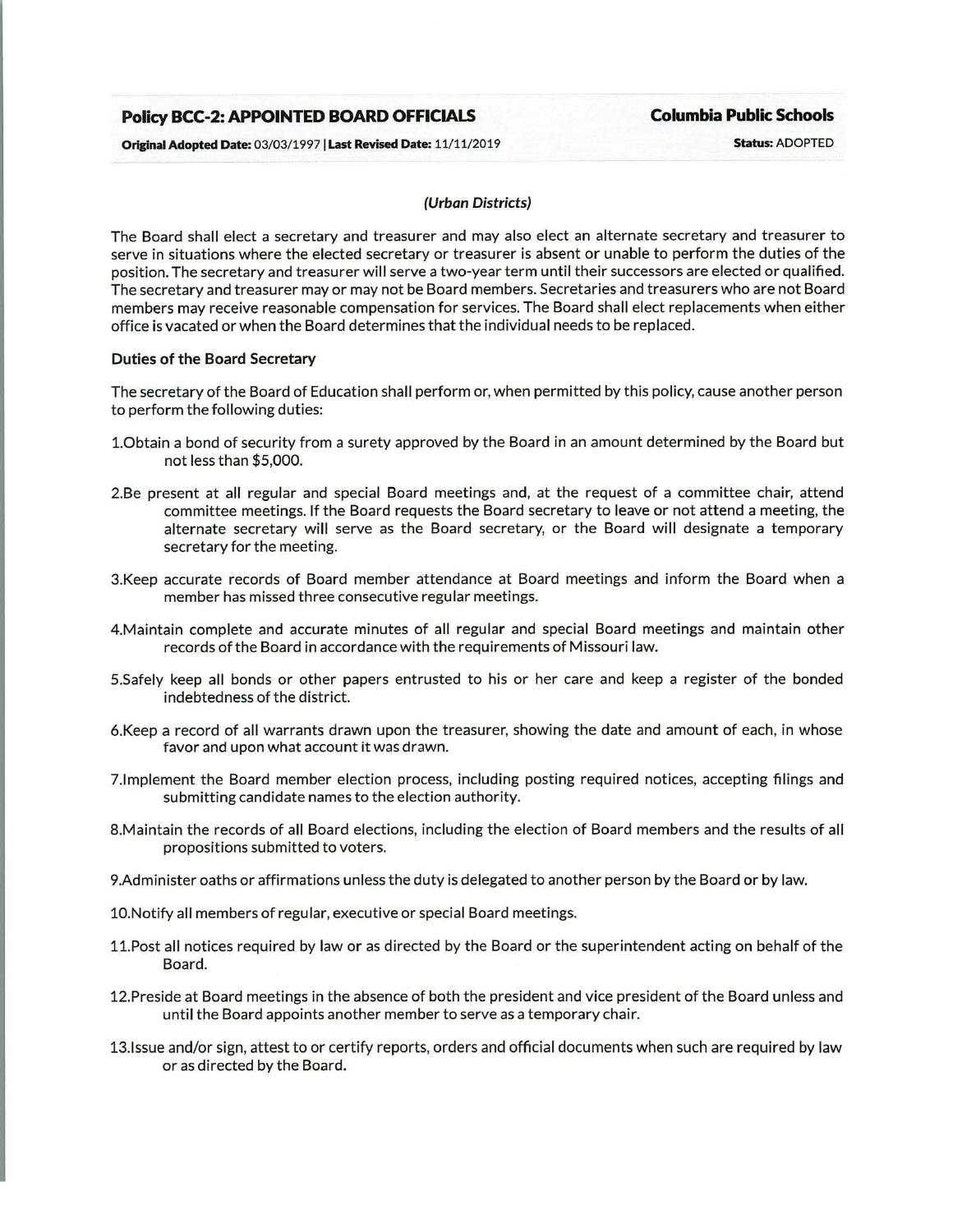# Policy BCC-2: APPOINTED BOARD OFFICIALS

**Columbia Public Schools**

**Original Adopted Date:** 03/03/1997 | **Last Revised Date:** 11/11/2019

**Status:** ADOPTED

*(Urban Districts)*

The Board shall elect a secretary and treasurer and may also elect an alternate secretary and treasurer to serve in situations where the elected secretary or treasurer is absent or unable to perform the duties of the position. The secretary and treasurer will serve a two-year term until their successors are elected or qualified. The secretary and treasurer may or may not be Board members. Secretaries and treasurers who are not Board members may receive reasonable compensation for services. The Board shall elect replacements when either office is vacated or when the Board determines that the individual needs to be replaced.

## Duties of the Board Secretary

The secretary of the Board of Education shall perform or, when permitted by this policy, cause another person to perform the following duties:

1. Obtain a bond of security from a surety approved by the Board in an amount determined by the Board but not less than $5,000.
2. Be present at all regular and special Board meetings and, at the request of a committee chair, attend committee meetings. If the Board requests the Board secretary to leave or not attend a meeting, the alternate secretary will serve as the Board secretary, or the Board will designate a temporary secretary for the meeting.
3. Keep accurate records of Board member attendance at Board meetings and inform the Board when a member has missed three consecutive regular meetings.
4. Maintain complete and accurate minutes of all regular and special Board meetings and maintain other records of the Board in accordance with the requirements of Missouri law.
5. Safely keep all bonds or other papers entrusted to his or her care and keep a register of the bonded indebtedness of the district.
6. Keep a record of all warrants drawn upon the treasurer, showing the date and amount of each, in whose favor and upon what account it was drawn.
7. Implement the Board member election process, including posting required notices, accepting filings and submitting candidate names to the election authority.
8. Maintain the records of all Board elections, including the election of Board members and the results of all propositions submitted to voters.
9. Administer oaths or affirmations unless the duty is delegated to another person by the Board or by law.
10. Notify all members of regular, executive or special Board meetings.
11. Post all notices required by law or as directed by the Board or the superintendent acting on behalf of the Board.
12. Preside at Board meetings in the absence of both the president and vice president of the Board unless and until the Board appoints another member to serve as a temporary chair.
13. Issue and/or sign, attest to or certify reports, orders and official documents when such are required by law or as directed by the Board.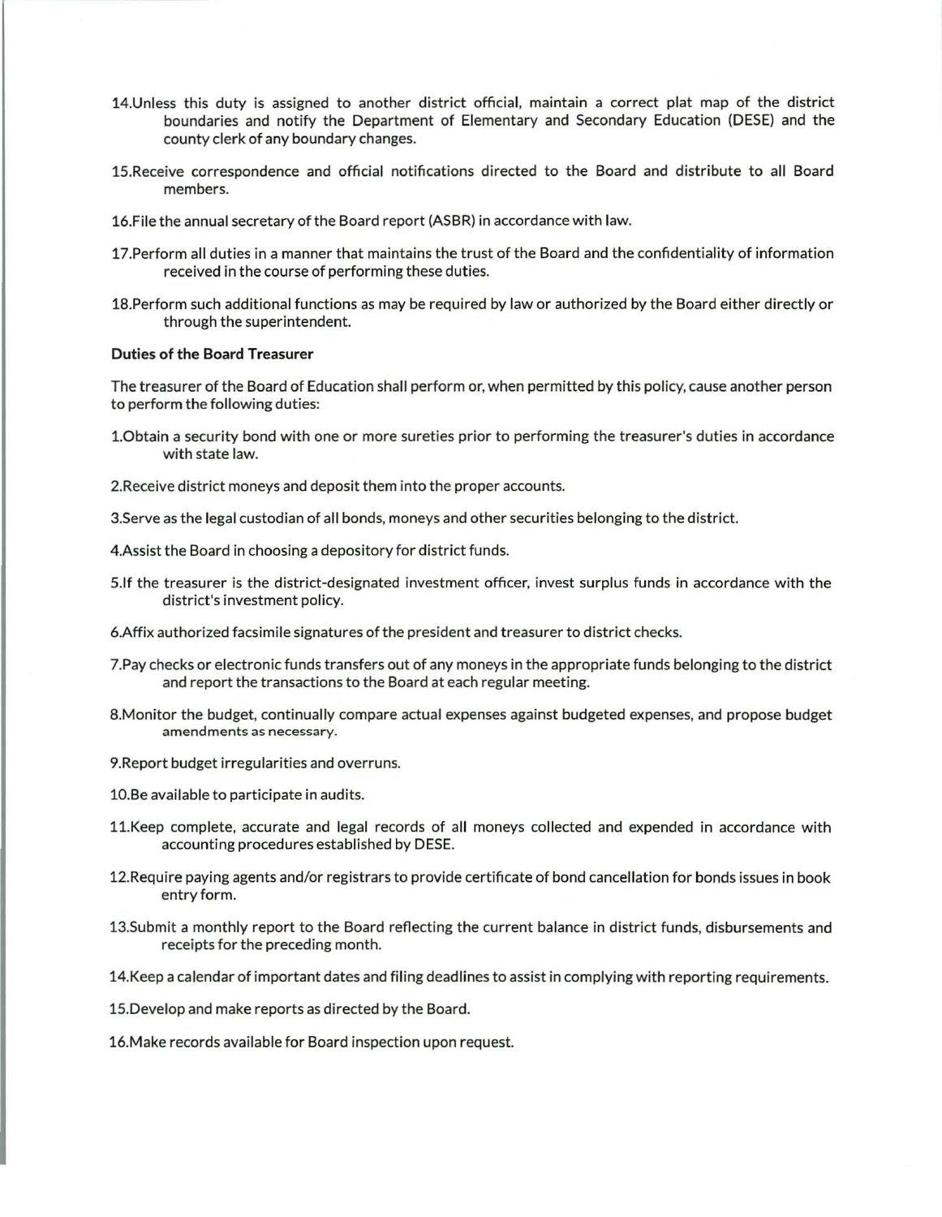14. Unless this duty is assigned to another district official, maintain a correct plat map of the district boundaries and notify the Department of Elementary and Secondary Education (DESE) and the county clerk of any boundary changes.

15. Receive correspondence and official notifications directed to the Board and distribute to all Board members.

16. File the annual secretary of the Board report (ASBR) in accordance with law.

17. Perform all duties in a manner that maintains the trust of the Board and the confidentiality of information received in the course of performing these duties.

18. Perform such additional functions as may be required by law or authorized by the Board either directly or through the superintendent.

**Duties of the Board Treasurer**

The treasurer of the Board of Education shall perform or, when permitted by this policy, cause another person to perform the following duties:

1. Obtain a security bond with one or more sureties prior to performing the treasurer's duties in accordance with state law.

2. Receive district moneys and deposit them into the proper accounts.

3. Serve as the legal custodian of all bonds, moneys and other securities belonging to the district.

4. Assist the Board in choosing a depository for district funds.

5. If the treasurer is the district-designated investment officer, invest surplus funds in accordance with the district's investment policy.

6. Affix authorized facsimile signatures of the president and treasurer to district checks.

7. Pay checks or electronic funds transfers out of any moneys in the appropriate funds belonging to the district and report the transactions to the Board at each regular meeting.

8. Monitor the budget, continually compare actual expenses against budgeted expenses, and propose budget amendments as necessary.

9. Report budget irregularities and overruns.

10. Be available to participate in audits.

11. Keep complete, accurate and legal records of all moneys collected and expended in accordance with accounting procedures established by DESE.

12. Require paying agents and/or registrars to provide certificate of bond cancellation for bonds issues in book entry form.

13. Submit a monthly report to the Board reflecting the current balance in district funds, disbursements and receipts for the preceding month.

14. Keep a calendar of important dates and filing deadlines to assist in complying with reporting requirements.

15. Develop and make reports as directed by the Board.

16. Make records available for Board inspection upon request.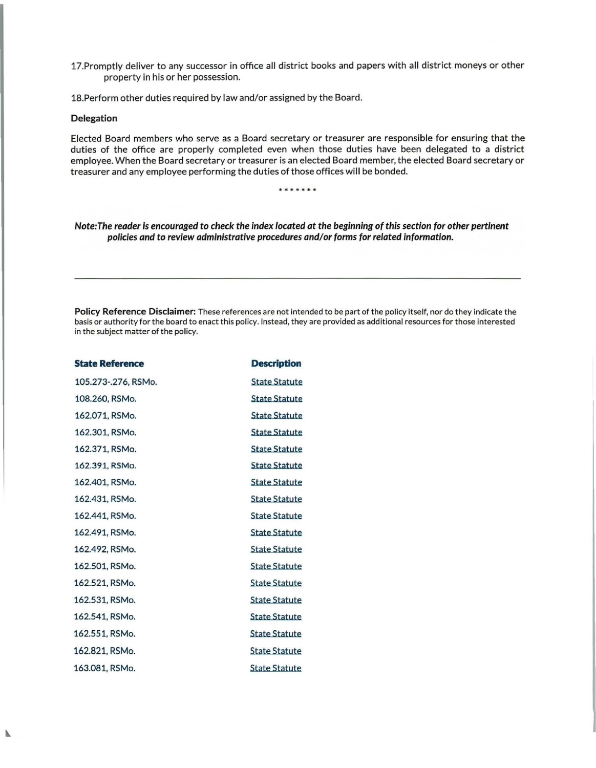17. Promptly deliver to any successor in office all district books and papers with all district moneys or other property in his or her possession.

18. Perform other duties required by law and/or assigned by the Board.

**Delegation**

Elected Board members who serve as a Board secretary or treasurer are responsible for ensuring that the duties of the office are properly completed even when those duties have been delegated to a district employee. When the Board secretary or treasurer is an elected Board member, the elected Board secretary or treasurer and any employee performing the duties of those offices will be bonded.

\*\*\*\*\*\*\*

***Note: The reader is encouraged to check the index located at the beginning of this section for other pertinent policies and to review administrative procedures and/or forms for related information.***

---

**Policy Reference Disclaimer:** These references are not intended to be part of the policy itself, nor do they indicate the basis or authority for the board to enact this policy. Instead, they are provided as additional resources for those interested in the subject matter of the policy.

| State Reference | Description |
|---|---|
| 105.273-.276, RSMo. | State Statute |
| 108.260, RSMo. | State Statute |
| 162.071, RSMo. | State Statute |
| 162.301, RSMo. | State Statute |
| 162.371, RSMo. | State Statute |
| 162.391, RSMo. | State Statute |
| 162.401, RSMo. | State Statute |
| 162.431, RSMo. | State Statute |
| 162.441, RSMo. | State Statute |
| 162.491, RSMo. | State Statute |
| 162.492, RSMo. | State Statute |
| 162.501, RSMo. | State Statute |
| 162.521, RSMo. | State Statute |
| 162.531, RSMo. | State Statute |
| 162.541, RSMo. | State Statute |
| 162.551, RSMo. | State Statute |
| 162.821, RSMo. | State Statute |
| 163.081, RSMo. | State Statute |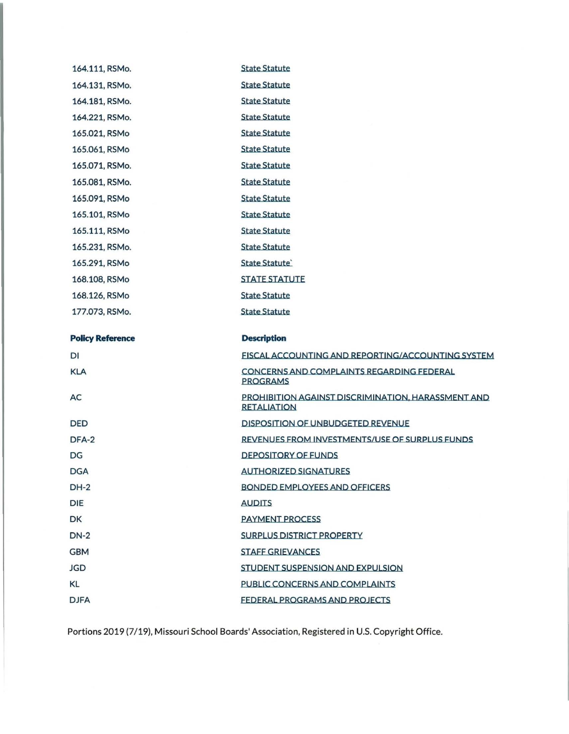| | |
|---|---|
| 164.111, RSMo. | State Statute |
| 164.131, RSMo. | State Statute |
| 164.181, RSMo. | State Statute |
| 164.221, RSMo. | State Statute |
| 165.021, RSMo | State Statute |
| 165.061, RSMo | State Statute |
| 165.071, RSMo. | State Statute |
| 165.081, RSMo. | State Statute |
| 165.091, RSMo | State Statute |
| 165.101, RSMo | State Statute |
| 165.111, RSMo | State Statute |
| 165.231, RSMo. | State Statute |
| 165.291, RSMo | State Statute` |
| 168.108, RSMo | STATE STATUTE |
| 168.126, RSMo | State Statute |
| 177.073, RSMo. | State Statute |

| **Policy Reference** | **Description** |
|---|---|
| DI | FISCAL ACCOUNTING AND REPORTING/ACCOUNTING SYSTEM |
| KLA | CONCERNS AND COMPLAINTS REGARDING FEDERAL PROGRAMS |
| AC | PROHIBITION AGAINST DISCRIMINATION, HARASSMENT AND RETALIATION |
| DED | DISPOSITION OF UNBUDGETED REVENUE |
| DFA-2 | REVENUES FROM INVESTMENTS/USE OF SURPLUS FUNDS |
| DG | DEPOSITORY OF FUNDS |
| DGA | AUTHORIZED SIGNATURES |
| DH-2 | BONDED EMPLOYEES AND OFFICERS |
| DIE | AUDITS |
| DK | PAYMENT PROCESS |
| DN-2 | SURPLUS DISTRICT PROPERTY |
| GBM | STAFF GRIEVANCES |
| JGD | STUDENT SUSPENSION AND EXPULSION |
| KL | PUBLIC CONCERNS AND COMPLAINTS |
| DJFA | FEDERAL PROGRAMS AND PROJECTS |

Portions 2019 (7/19), Missouri School Boards' Association, Registered in U.S. Copyright Office.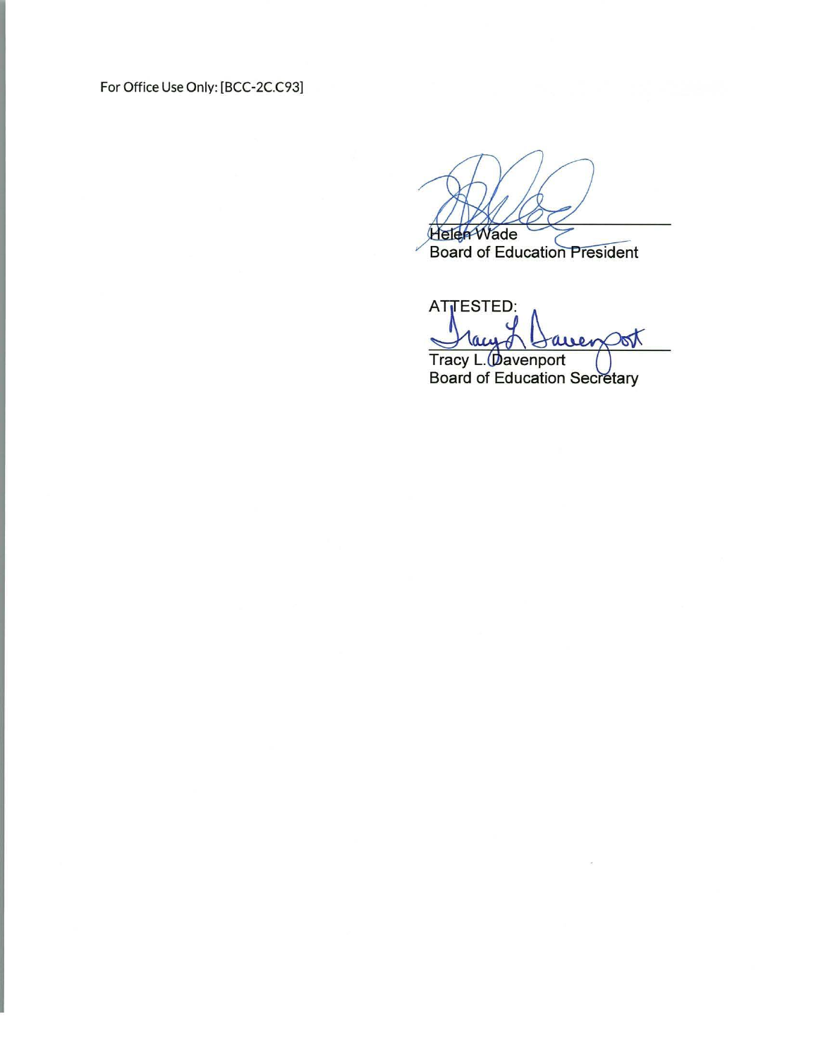For Office Use Only: [BCC-2C.C93]

Helen Wade
Board of Education President

ATTESTED:

Tracy L. Davenport
Board of Education Secretary